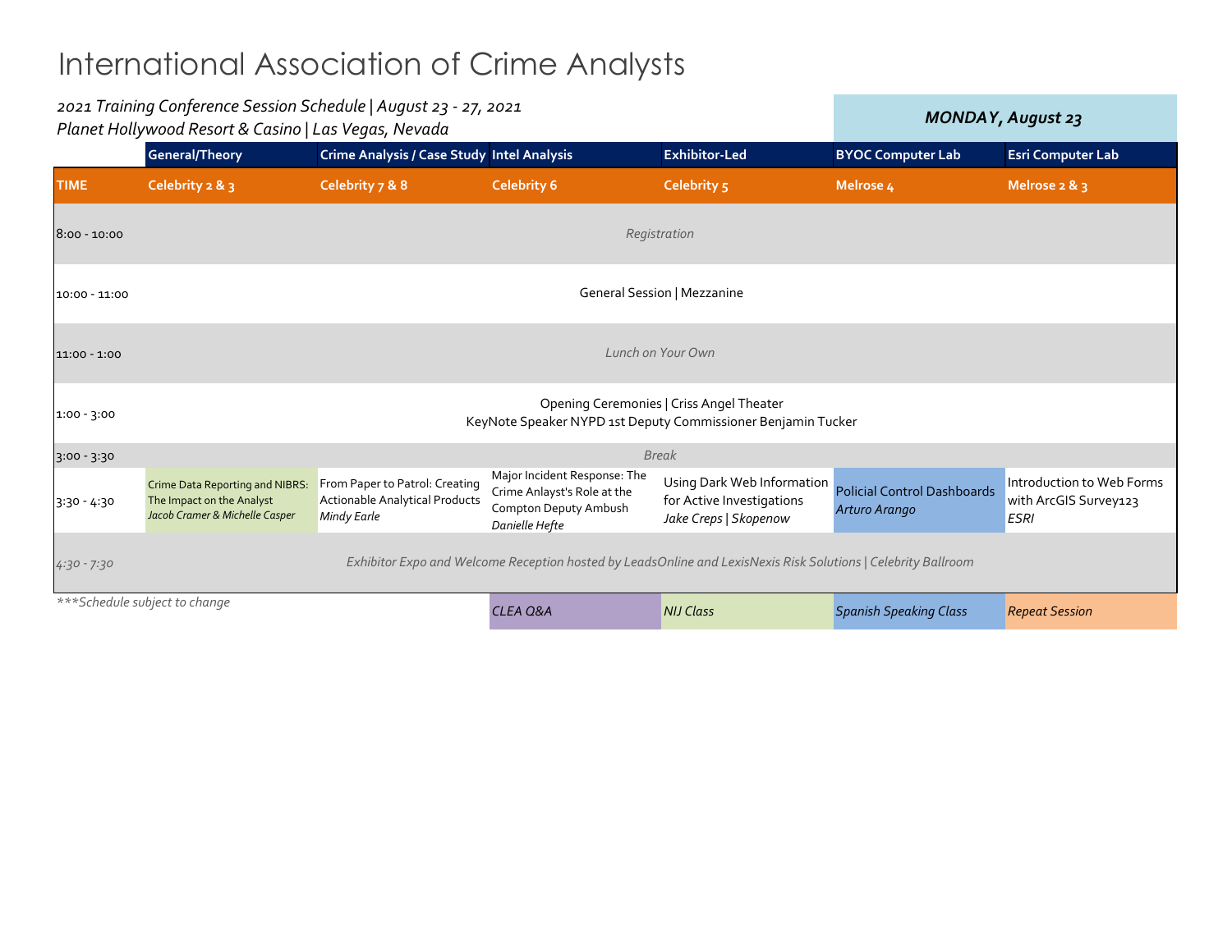# International Association of Crime Analysts

*2021 Training Conference Session Schedule | August 23 - 27, 2021*
*Planet Hollywood Resort & Casino | Las Vegas, Nevada*

***MONDAY, August 23***

| | General/Theory | Crime Analysis / Case Study | Intel Analysis | Exhibitor-Led | BYOC Computer Lab | Esri Computer Lab |
|---|---|---|---|---|---|---|
| **TIME** | **Celebrity 2 & 3** | **Celebrity 7 & 8** | **Celebrity 6** | **Celebrity 5** | **Melrose 4** | **Melrose 2 & 3** |
| 8:00 - 10:00 | *Registration* | | | | | |
| 10:00 - 11:00 | General Session \| Mezzanine | | | | | |
| 11:00 - 1:00 | *Lunch on Your Own* | | | | | |
| 1:00 - 3:00 | Opening Ceremonies \| Criss Angel Theater<br>KeyNote Speaker NYPD 1st Deputy Commissioner Benjamin Tucker | | | | | |
| 3:00 - 3:30 | *Break* | | | | | |
| 3:30 - 4:30 | Crime Data Reporting and NIBRS: The Impact on the Analyst<br>*Jacob Cramer & Michelle Casper* | From Paper to Patrol: Creating Actionable Analytical Products<br>*Mindy Earle* | Major Incident Response: The Crime Anlayst's Role at the Compton Deputy Ambush<br>*Danielle Hefte* | Using Dark Web Information for Active Investigations<br>*Jake Creps \| Skopenow* | Policial Control Dashboards<br>*Arturo Arango* | Introduction to Web Forms with ArcGIS Survey123<br>*ESRI* |
| *4:30 - 7:30* | *Exhibitor Expo and Welcome Reception hosted by LeadsOnline and LexisNexis Risk Solutions \| Celebrity Ballroom* | | | | | |

*\*\*\*Schedule subject to change*

| *CLEA Q&A* | *NIJ Class* | *Spanish Speaking Class* | *Repeat Session* |
|---|---|---|---|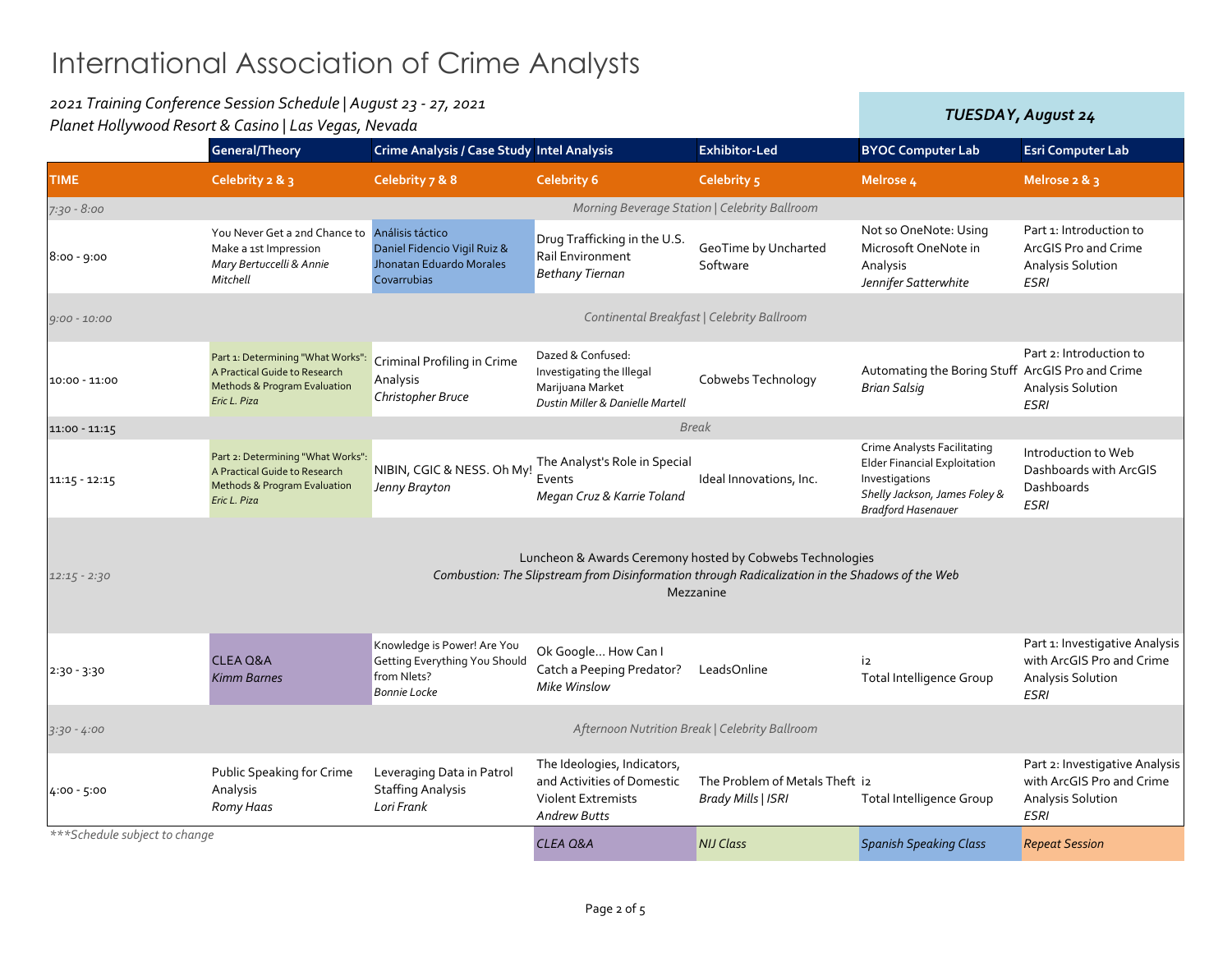# International Association of Crime Analysts

*2021 Training Conference Session Schedule | August 23 - 27, 2021*
*Planet Hollywood Resort & Casino | Las Vegas, Nevada*

***TUESDAY, August 24***

| | General/Theory | Crime Analysis / Case Study | Intel Analysis | Exhibitor-Led | BYOC Computer Lab | Esri Computer Lab |
|---|---|---|---|---|---|---|
| **TIME** | **Celebrity 2 & 3** | **Celebrity 7 & 8** | **Celebrity 6** | **Celebrity 5** | **Melrose 4** | **Melrose 2 & 3** |
| *7:30 - 8:00* | *Morning Beverage Station \| Celebrity Ballroom* | | | | | |
| 8:00 - 9:00 | You Never Get a 2nd Chance to Make a 1st Impression *Mary Bertuccelli & Annie Mitchell* | Análisis táctico Daniel Fidencio Vigil Ruiz & Jhonatan Eduardo Morales Covarrubias | Drug Trafficking in the U.S. Rail Environment *Bethany Tiernan* | GeoTime by Uncharted Software | Not so OneNote: Using Microsoft OneNote in Analysis *Jennifer Satterwhite* | Part 1: Introduction to ArcGIS Pro and Crime Analysis Solution *ESRI* |
| *9:00 - 10:00* | *Continental Breakfast \| Celebrity Ballroom* | | | | | |
| 10:00 - 11:00 | Part 1: Determining "What Works": A Practical Guide to Research Methods & Program Evaluation *Eric L. Piza* | Criminal Profiling in Crime Analysis *Christopher Bruce* | Dazed & Confused: Investigating the Illegal Marijuana Market *Dustin Miller & Danielle Martell* | Cobwebs Technology | Automating the Boring Stuff *Brian Salsig* | Part 2: Introduction to ArcGIS Pro and Crime Analysis Solution *ESRI* |
| 11:00 - 11:15 | *Break* | | | | | |
| 11:15 - 12:15 | Part 2: Determining "What Works": A Practical Guide to Research Methods & Program Evaluation *Eric L. Piza* | NIBIN, CGIC & NESS. Oh My! *Jenny Brayton* | The Analyst's Role in Special Events *Megan Cruz & Karrie Toland* | Ideal Innovations, Inc. | Crime Analysts Facilitating Elder Financial Exploitation Investigations *Shelly Jackson, James Foley & Bradford Hasenauer* | Introduction to Web Dashboards with ArcGIS Dashboards *ESRI* |
| *12:15 - 2:30* | Luncheon & Awards Ceremony hosted by Cobwebs Technologies *Combustion: The Slipstream from Disinformation through Radicalization in the Shadows of the Web* Mezzanine | | | | | |
| 2:30 - 3:30 | CLEA Q&A *Kimm Barnes* | Knowledge is Power! Are You Getting Everything You Should from Nlets? *Bonnie Locke* | Ok Google... How Can I Catch a Peeping Predator? *Mike Winslow* | LeadsOnline | i2 Total Intelligence Group | Part 1: Investigative Analysis with ArcGIS Pro and Crime Analysis Solution *ESRI* |
| *3:30 - 4:00* | *Afternoon Nutrition Break \| Celebrity Ballroom* | | | | | |
| 4:00 - 5:00 | Public Speaking for Crime Analysis *Romy Haas* | Leveraging Data in Patrol Staffing Analysis *Lori Frank* | The Ideologies, Indicators, and Activities of Domestic Violent Extremists *Andrew Butts* | The Problem of Metals Theft *Brady Mills \| ISRI* | i2 Total Intelligence Group | Part 2: Investigative Analysis with ArcGIS Pro and Crime Analysis Solution *ESRI* |

*\*\*\*Schedule subject to change*

Legend: *CLEA Q&A* | *NIJ Class* | *Spanish Speaking Class* | *Repeat Session*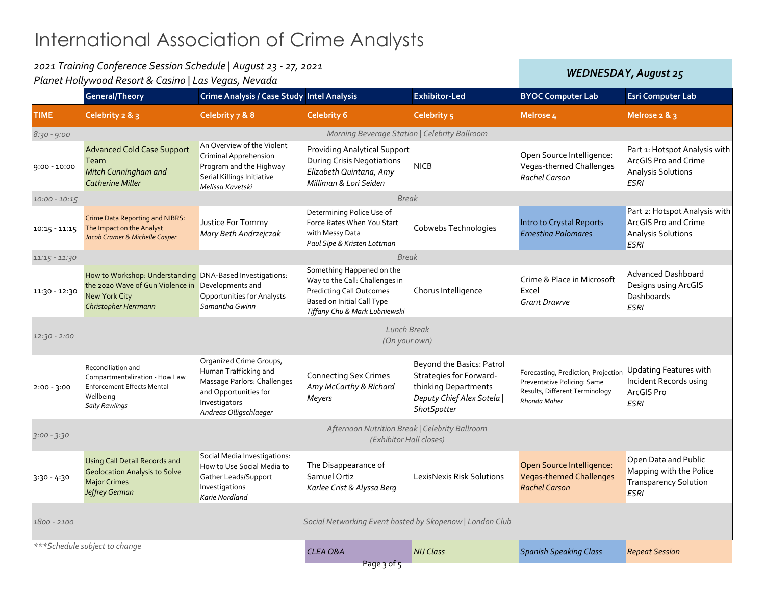# International Association of Crime Analysts

*2021 Training Conference Session Schedule | August 23 - 27, 2021*
*Planet Hollywood Resort & Casino | Las Vegas, Nevada*

## *WEDNESDAY, August 25*

| | General/Theory | Crime Analysis / Case Study | Intel Analysis | Exhibitor-Led | BYOC Computer Lab | Esri Computer Lab |
|---|---|---|---|---|---|---|
| **TIME** | **Celebrity 2 & 3** | **Celebrity 7 & 8** | **Celebrity 6** | **Celebrity 5** | **Melrose 4** | **Melrose 2 & 3** |
| *8:30 - 9:00* | *Morning Beverage Station \| Celebrity Ballroom* | | | | | |
| 9:00 - 10:00 | Advanced Cold Case Support Team *Mitch Cunningham and Catherine Miller* | An Overview of the Violent Criminal Apprehension Program and the Highway Serial Killings Initiative *Melissa Kavetski* | Providing Analytical Support During Crisis Negotiations *Elizabeth Quintana, Amy Milliman & Lori Seiden* | NICB | Open Source Intelligence: Vegas-themed Challenges *Rachel Carson* | Part 1: Hotspot Analysis with ArcGIS Pro and Crime Analysis Solutions *ESRI* |
| *10:00 - 10:15* | *Break* | | | | | |
| 10:15 - 11:15 | Crime Data Reporting and NIBRS: The Impact on the Analyst *Jacob Cramer & Michelle Casper* | Justice For Tommy *Mary Beth Andrzejczak* | Determining Police Use of Force Rates When You Start with Messy Data *Paul Sipe & Kristen Lottman* | Cobwebs Technologies | Intro to Crystal Reports *Ernestina Palomares* | Part 2: Hotspot Analysis with ArcGIS Pro and Crime Analysis Solutions *ESRI* |
| *11:15 - 11:30* | *Break* | | | | | |
| 11:30 - 12:30 | How to Workshop: Understanding the 2020 Wave of Gun Violence in New York City *Christopher Herrmann* | DNA-Based Investigations: Developments and Opportunities for Analysts *Samantha Gwinn* | Something Happened on the Way to the Call: Challenges in Predicting Call Outcomes Based on Initial Call Type *Tiffany Chu & Mark Lubniewski* | Chorus Intelligence | Crime & Place in Microsoft Excel *Grant Drawve* | Advanced Dashboard Designs using ArcGIS Dashboards *ESRI* |
| *12:30 - 2:00* | *Lunch Break (On your own)* | | | | | |
| 2:00 - 3:00 | Reconciliation and Compartmentalization - How Law Enforcement Effects Mental Wellbeing *Sally Rawlings* | Organized Crime Groups, Human Trafficking and Massage Parlors: Challenges and Opportunities for Investigators *Andreas Olligschlaeger* | Connecting Sex Crimes *Amy McCarthy & Richard Meyers* | Beyond the Basics: Patrol Strategies for Forward-thinking Departments *Deputy Chief Alex Sotela \| ShotSpotter* | Forecasting, Prediction, Projection Preventative Policing: Same Results, Different Terminology *Rhonda Maher* | Updating Features with Incident Records using ArcGIS Pro *ESRI* |
| *3:00 - 3:30* | *Afternoon Nutrition Break \| Celebrity Ballroom (Exhibitor Hall closes)* | | | | | |
| 3:30 - 4:30 | Using Call Detail Records and Geolocation Analysis to Solve Major Crimes *Jeffrey German* | Social Media Investigations: How to Use Social Media to Gather Leads/Support Investigations *Karie Nordland* | The Disappearance of Samuel Ortiz *Karlee Crist & Alyssa Berg* | LexisNexis Risk Solutions | Open Source Intelligence: Vegas-themed Challenges *Rachel Carson* | Open Data and Public Mapping with the Police Transparency Solution *ESRI* |
| *1800 - 2100* | *Social Networking Event hosted by Skopenow \| London Club* | | | | | |

*\*\*\*Schedule subject to change*

Legend: *CLEA Q&A* | *NIJ Class* | *Spanish Speaking Class* | *Repeat Session*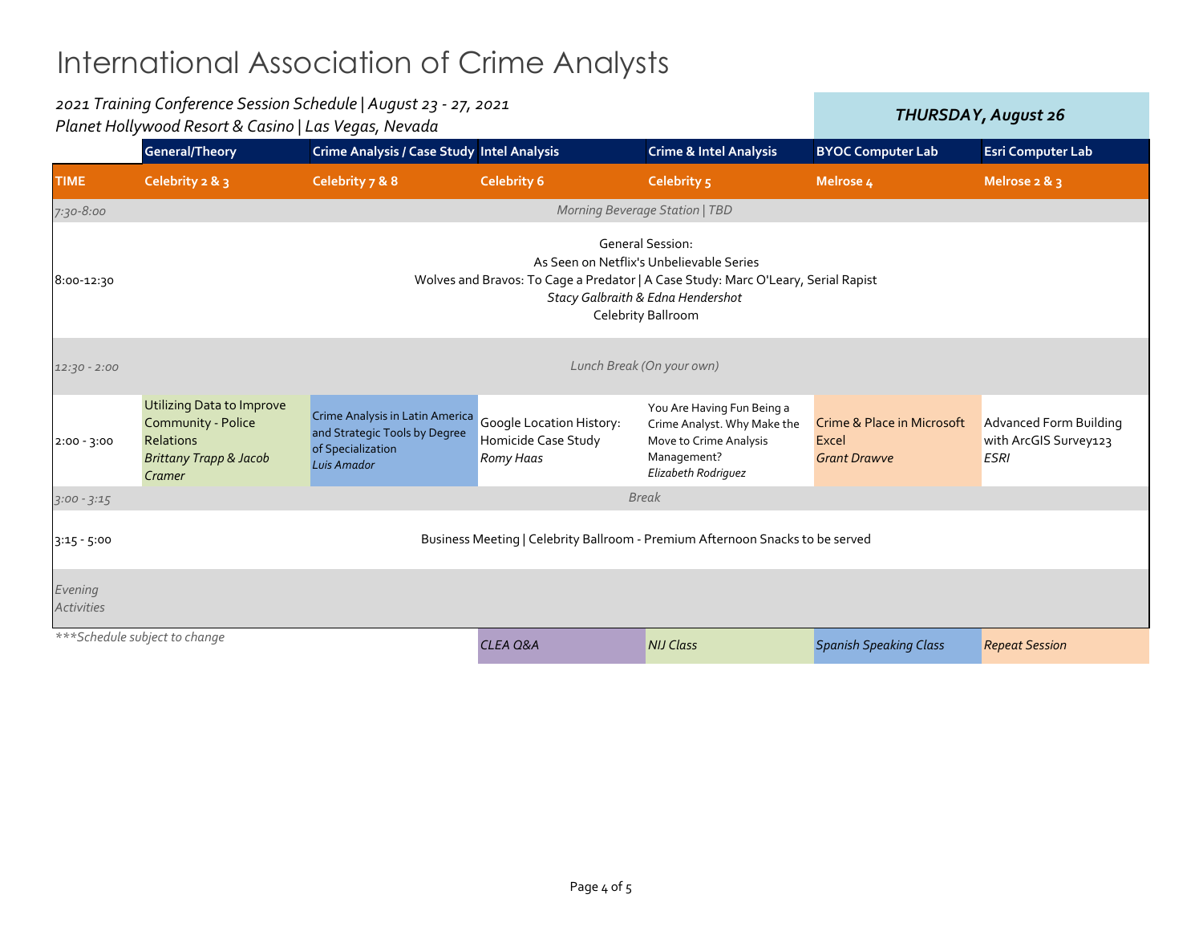# International Association of Crime Analysts

*2021 Training Conference Session Schedule | August 23 - 27, 2021*
*Planet Hollywood Resort & Casino | Las Vegas, Nevada*

***THURSDAY, August 26***

| | General/Theory | Crime Analysis / Case Study | Intel Analysis | Crime & Intel Analysis | BYOC Computer Lab | Esri Computer Lab |
|---|---|---|---|---|---|---|
| **TIME** | **Celebrity 2 & 3** | **Celebrity 7 & 8** | **Celebrity 6** | **Celebrity 5** | **Melrose 4** | **Melrose 2 & 3** |
| *7:30-8:00* | *Morning Beverage Station \| TBD* | | | | | |
| 8:00-12:30 | General Session: As Seen on Netflix's Unbelievable Series Wolves and Bravos: To Cage a Predator \| A Case Study: Marc O'Leary, Serial Rapist *Stacy Galbraith & Edna Hendershot* Celebrity Ballroom | | | | | |
| *12:30 - 2:00* | *Lunch Break (On your own)* | | | | | |
| 2:00 - 3:00 | Utilizing Data to Improve Community - Police Relations *Brittany Trapp & Jacob Cramer* | Crime Analysis in Latin America and Strategic Tools by Degree of Specialization *Luis Amador* | Google Location History: Homicide Case Study *Romy Haas* | You Are Having Fun Being a Crime Analyst. Why Make the Move to Crime Analysis Management? *Elizabeth Rodriguez* | Crime & Place in Microsoft Excel *Grant Drawve* | Advanced Form Building with ArcGIS Survey123 *ESRI* |
| *3:00 - 3:15* | *Break* | | | | | |
| 3:15 - 5:00 | Business Meeting \| Celebrity Ballroom - Premium Afternoon Snacks to be served | | | | | |
| *Evening Activities* | | | | | | |

*\*\*\*Schedule subject to change*

| *CLEA Q&A* | *NIJ Class* | *Spanish Speaking Class* | *Repeat Session* |
|---|---|---|---|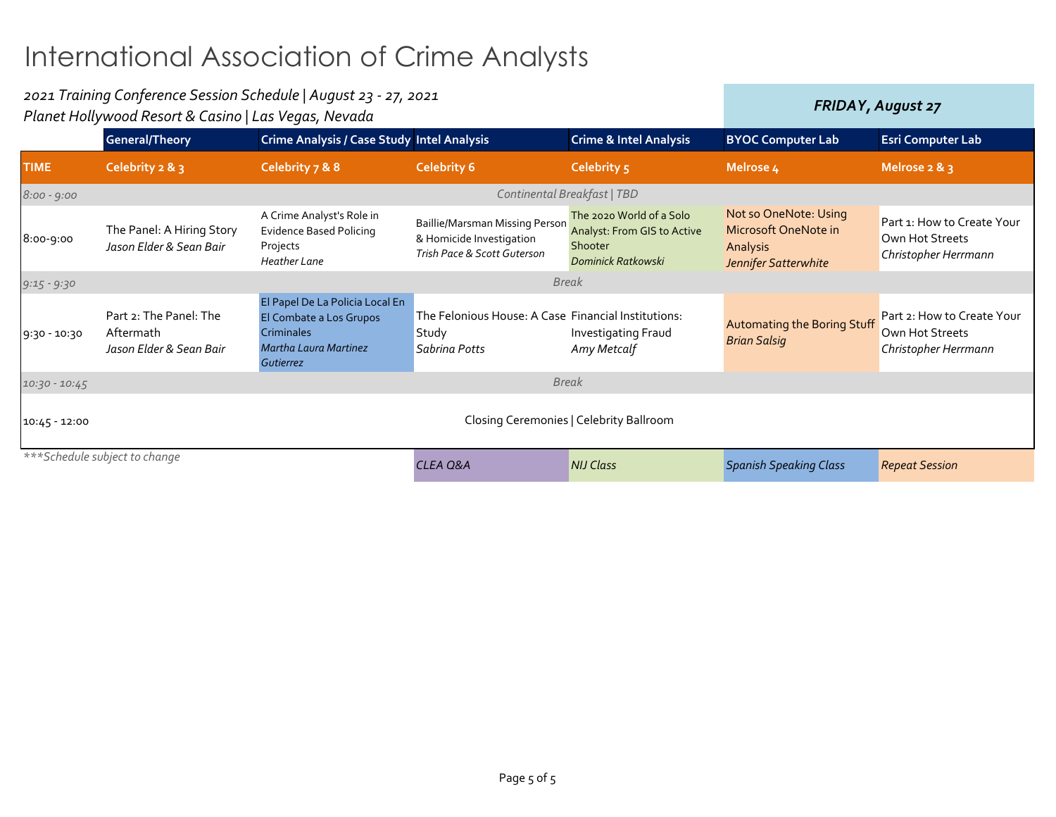# International Association of Crime Analysts

*2021 Training Conference Session Schedule | August 23 - 27, 2021*
*Planet Hollywood Resort & Casino | Las Vegas, Nevada*

***FRIDAY, August 27***

| | General/Theory | Crime Analysis / Case Study | Intel Analysis | Crime & Intel Analysis | BYOC Computer Lab | Esri Computer Lab |
|---|---|---|---|---|---|---|
| **TIME** | **Celebrity 2 & 3** | **Celebrity 7 & 8** | **Celebrity 6** | **Celebrity 5** | **Melrose 4** | **Melrose 2 & 3** |
| *8:00 - 9:00* | *Continental Breakfast \| TBD* | | | | | |
| 8:00-9:00 | The Panel: A Hiring Story *Jason Elder & Sean Bair* | A Crime Analyst's Role in Evidence Based Policing Projects *Heather Lane* | Baillie/Marsman Missing Person & Homicide Investigation *Trish Pace & Scott Guterson* | The 2020 World of a Solo Analyst: From GIS to Active Shooter *Dominick Ratkowski* | Not so OneNote: Using Microsoft OneNote in Analysis *Jennifer Satterwhite* | Part 1: How to Create Your Own Hot Streets *Christopher Herrmann* |
| *9:15 - 9:30* | *Break* | | | | | |
| 9:30 - 10:30 | Part 2: The Panel: The Aftermath *Jason Elder & Sean Bair* | El Papel De La Policia Local En El Combate a Los Grupos Criminales *Martha Laura Martinez Gutierrez* | The Felonious House: A Case Study *Sabrina Potts* | Financial Institutions: Investigating Fraud *Amy Metcalf* | Automating the Boring Stuff *Brian Salsig* | Part 2: How to Create Your Own Hot Streets *Christopher Herrmann* |
| *10:30 - 10:45* | *Break* | | | | | |
| 10:45 - 12:00 | Closing Ceremonies \| Celebrity Ballroom | | | | | |

*\*\*\*Schedule subject to change*

Legend: *CLEA Q&A* | *NIJ Class* | *Spanish Speaking Class* | *Repeat Session*